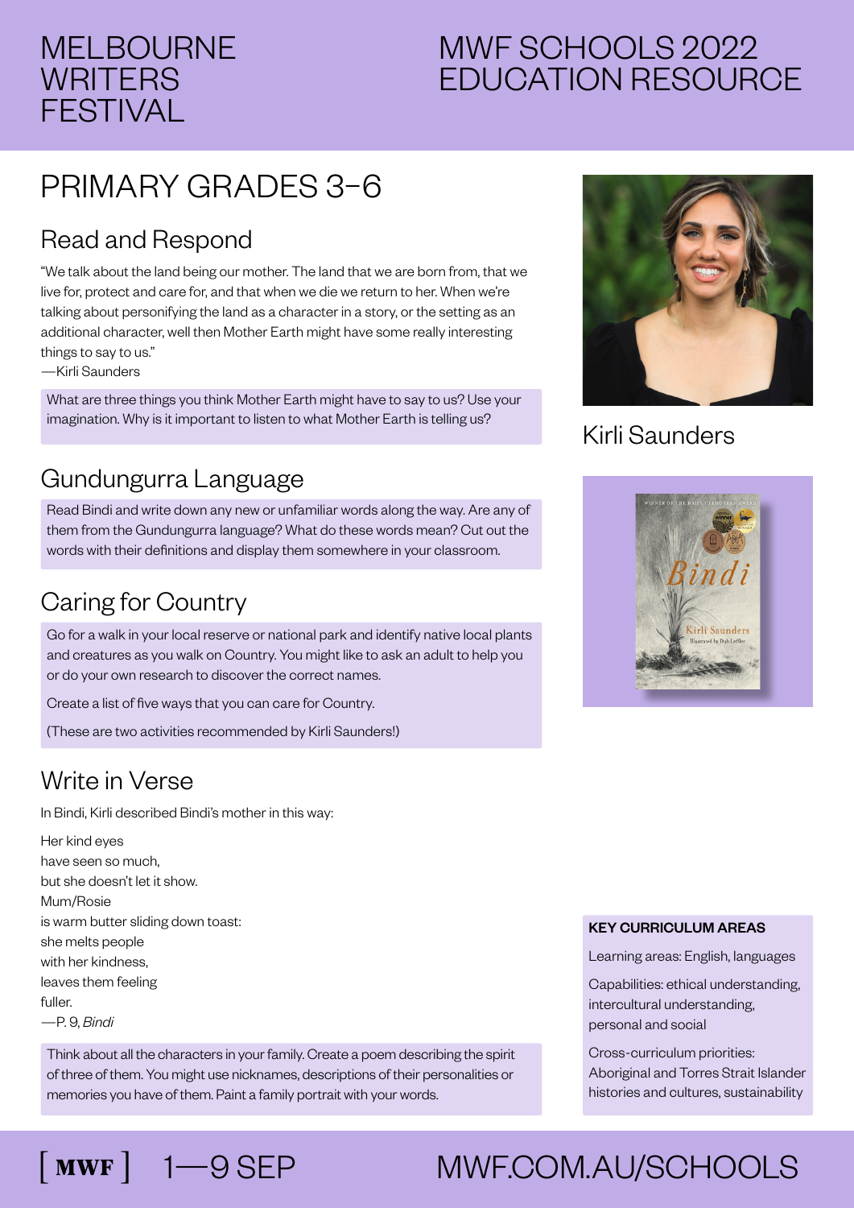# MELBOURNE WRITERS FESTIVAL

# MWF SCHOOLS 2022 EDUCATION RESOURCE

## PRIMARY GRADES 3–6

### Read and Respond

"We talk about the land being our mother. The land that we are born from, that we live for, protect and care for, and that when we die we return to her. When we're talking about personifying the land as a character in a story, or the setting as an additional character, well then Mother Earth might have some really interesting things to say to us."
—Kirli Saunders

What are three things you think Mother Earth might have to say to us? Use your imagination. Why is it important to listen to what Mother Earth is telling us?

### Gundungurra Language

Read Bindi and write down any new or unfamiliar words along the way. Are any of them from the Gundungurra language? What do these words mean? Cut out the words with their definitions and display them somewhere in your classroom.

### Caring for Country

Go for a walk in your local reserve or national park and identify native local plants and creatures as you walk on Country. You might like to ask an adult to help you or do your own research to discover the correct names.

Create a list of five ways that you can care for Country.

(These are two activities recommended by Kirli Saunders!)

### Write in Verse

In Bindi, Kirli described Bindi's mother in this way:

Her kind eyes
have seen so much,
but she doesn't let it show.
Mum/Rosie
is warm butter sliding down toast:
she melts people
with her kindness,
leaves them feeling
fuller.
—P. 9, *Bindi*

Think about all the characters in your family. Create a poem describing the spirit of three of them. You might use nicknames, descriptions of their personalities or memories you have of them. Paint a family portrait with your words.

Kirli Saunders

**KEY CURRICULUM AREAS**

Learning areas: English, languages

Capabilities: ethical understanding, intercultural understanding, personal and social

Cross-curriculum priorities: Aboriginal and Torres Strait Islander histories and cultures, sustainability

[ MWF ] 1—9 SEP MWF.COM.AU/SCHOOLS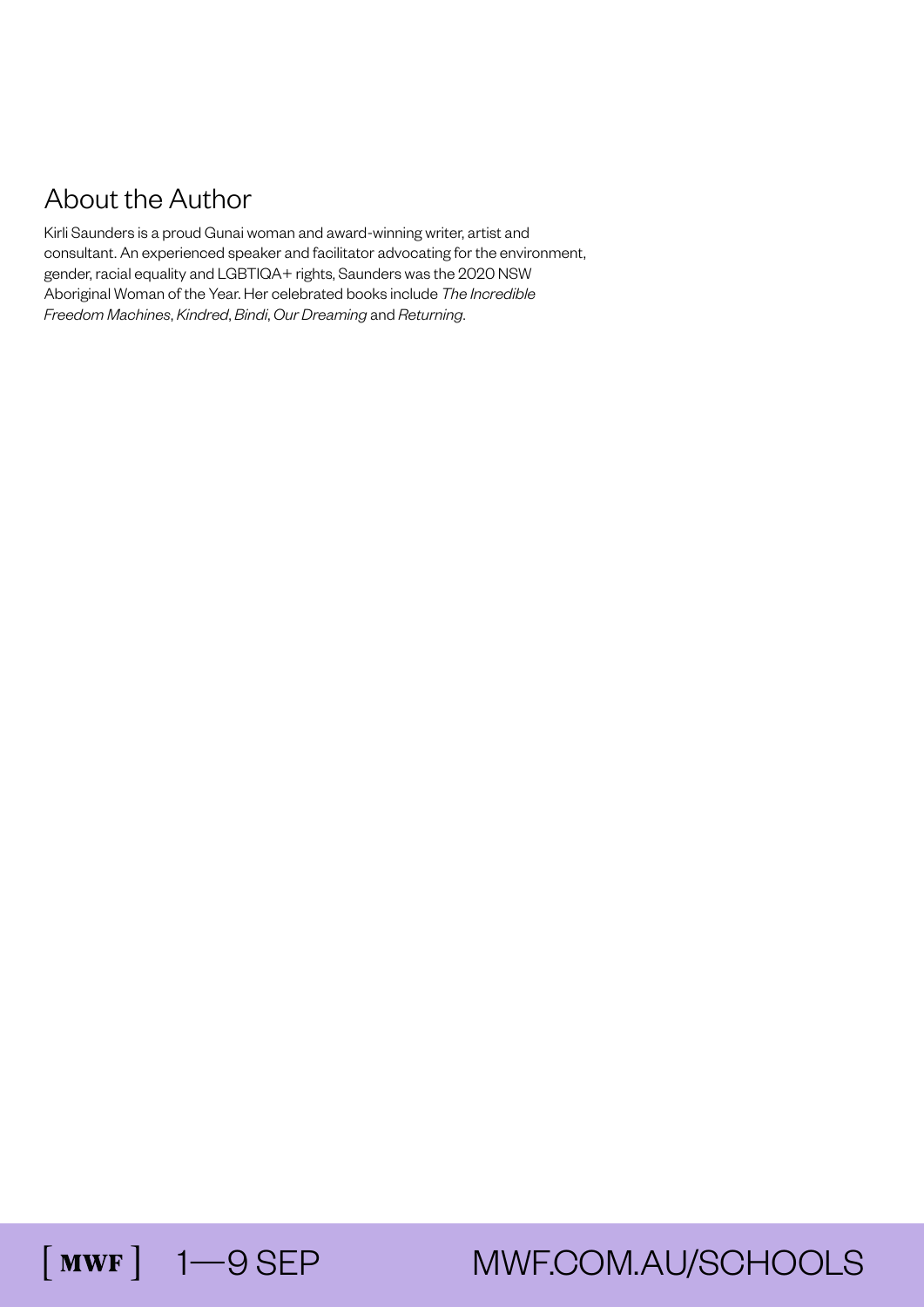## About the Author

Kirli Saunders is a proud Gunai woman and award-winning writer, artist and consultant. An experienced speaker and facilitator advocating for the environment, gender, racial equality and LGBTIQA+ rights, Saunders was the 2020 NSW Aboriginal Woman of the Year. Her celebrated books include *The Incredible Freedom Machines*, *Kindred*, *Bindi*, *Our Dreaming* and *Returning*.